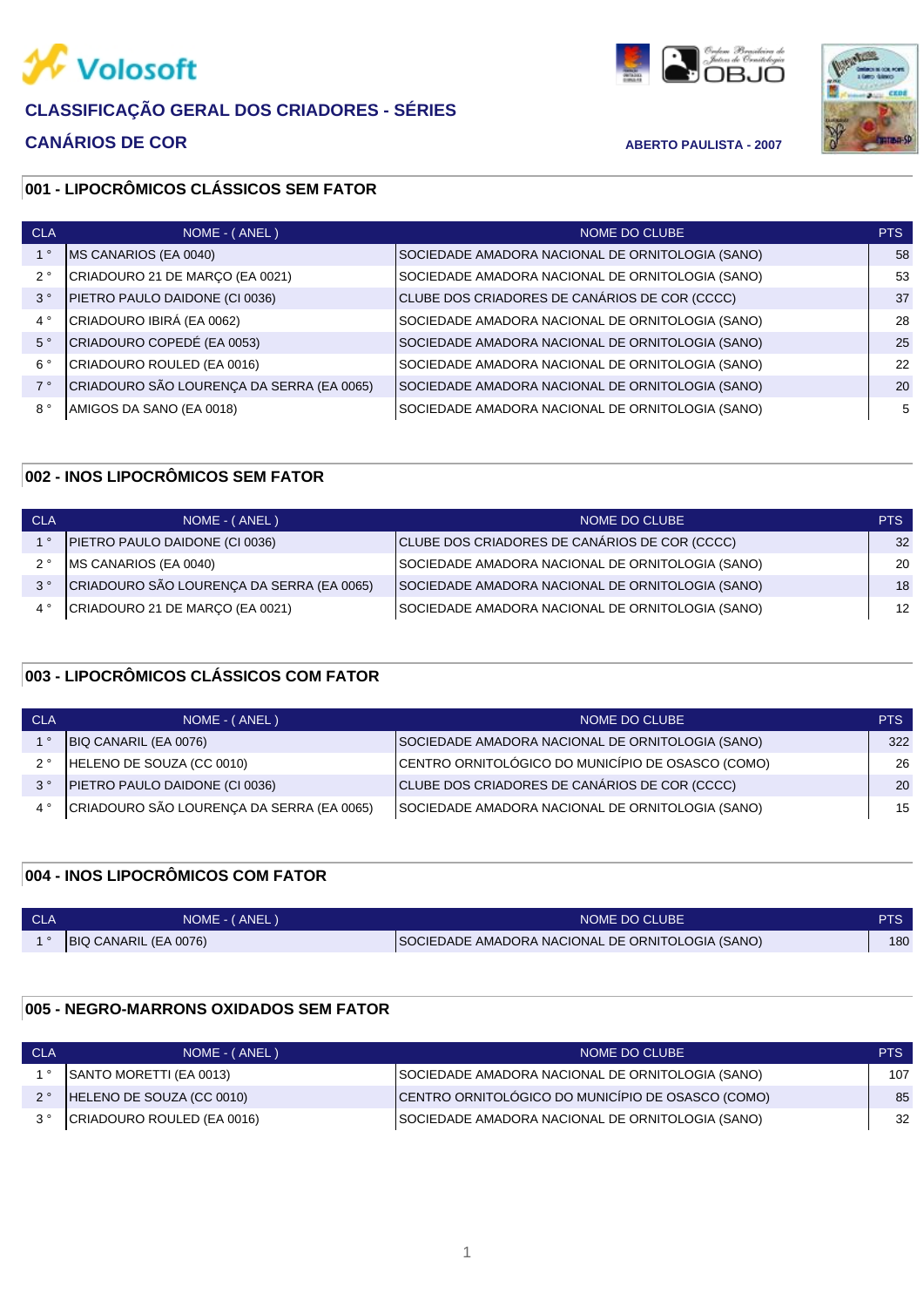# CLASSIFICAÇÃO GERAL DOS CRIADORES - SÉRIES

## CANÁRIOS DE COR

**ABERTO PAULISTA - 2007**

### 001 - LIPOCRÔMICOS CLÁSSICOS SEM FATOR

| CLA | NOME - ( ANEL ) | NOME DO CLUBE | PTS |
|---|---|---|---|
| 1 ° | MS CANARIOS (EA 0040) | SOCIEDADE AMADORA NACIONAL DE ORNITOLOGIA (SANO) | 58 |
| 2 ° | CRIADOURO 21 DE MARÇO (EA 0021) | SOCIEDADE AMADORA NACIONAL DE ORNITOLOGIA (SANO) | 53 |
| 3 ° | PIETRO PAULO DAIDONE (CI 0036) | CLUBE DOS CRIADORES DE CANÁRIOS DE COR (CCCC) | 37 |
| 4 ° | CRIADOURO IBIRÁ (EA 0062) | SOCIEDADE AMADORA NACIONAL DE ORNITOLOGIA (SANO) | 28 |
| 5 ° | CRIADOURO COPEDÉ (EA 0053) | SOCIEDADE AMADORA NACIONAL DE ORNITOLOGIA (SANO) | 25 |
| 6 ° | CRIADOURO ROULED (EA 0016) | SOCIEDADE AMADORA NACIONAL DE ORNITOLOGIA (SANO) | 22 |
| 7 ° | CRIADOURO SÃO LOURENÇA DA SERRA (EA 0065) | SOCIEDADE AMADORA NACIONAL DE ORNITOLOGIA (SANO) | 20 |
| 8 ° | AMIGOS DA SANO (EA 0018) | SOCIEDADE AMADORA NACIONAL DE ORNITOLOGIA (SANO) | 5 |

### 002 - INOS LIPOCRÔMICOS SEM FATOR

| CLA | NOME - ( ANEL ) | NOME DO CLUBE | PTS |
|---|---|---|---|
| 1 ° | PIETRO PAULO DAIDONE (CI 0036) | CLUBE DOS CRIADORES DE CANÁRIOS DE COR (CCCC) | 32 |
| 2 ° | MS CANARIOS (EA 0040) | SOCIEDADE AMADORA NACIONAL DE ORNITOLOGIA (SANO) | 20 |
| 3 ° | CRIADOURO SÃO LOURENÇA DA SERRA (EA 0065) | SOCIEDADE AMADORA NACIONAL DE ORNITOLOGIA (SANO) | 18 |
| 4 ° | CRIADOURO 21 DE MARÇO (EA 0021) | SOCIEDADE AMADORA NACIONAL DE ORNITOLOGIA (SANO) | 12 |

### 003 - LIPOCRÔMICOS CLÁSSICOS COM FATOR

| CLA | NOME - ( ANEL ) | NOME DO CLUBE | PTS |
|---|---|---|---|
| 1 ° | BIQ CANARIL (EA 0076) | SOCIEDADE AMADORA NACIONAL DE ORNITOLOGIA (SANO) | 322 |
| 2 ° | HELENO DE SOUZA (CC 0010) | CENTRO ORNITOLÓGICO DO MUNICÍPIO DE OSASCO (COMO) | 26 |
| 3 ° | PIETRO PAULO DAIDONE (CI 0036) | CLUBE DOS CRIADORES DE CANÁRIOS DE COR (CCCC) | 20 |
| 4 ° | CRIADOURO SÃO LOURENÇA DA SERRA (EA 0065) | SOCIEDADE AMADORA NACIONAL DE ORNITOLOGIA (SANO) | 15 |

### 004 - INOS LIPOCRÔMICOS COM FATOR

| CLA | NOME - ( ANEL ) | NOME DO CLUBE | PTS |
|---|---|---|---|
| 1 ° | BIQ CANARIL (EA 0076) | SOCIEDADE AMADORA NACIONAL DE ORNITOLOGIA (SANO) | 180 |

### 005 - NEGRO-MARRONS OXIDADOS SEM FATOR

| CLA | NOME - ( ANEL ) | NOME DO CLUBE | PTS |
|---|---|---|---|
| 1 ° | SANTO MORETTI (EA 0013) | SOCIEDADE AMADORA NACIONAL DE ORNITOLOGIA (SANO) | 107 |
| 2 ° | HELENO DE SOUZA (CC 0010) | CENTRO ORNITOLÓGICO DO MUNICÍPIO DE OSASCO (COMO) | 85 |
| 3 ° | CRIADOURO ROULED (EA 0016) | SOCIEDADE AMADORA NACIONAL DE ORNITOLOGIA (SANO) | 32 |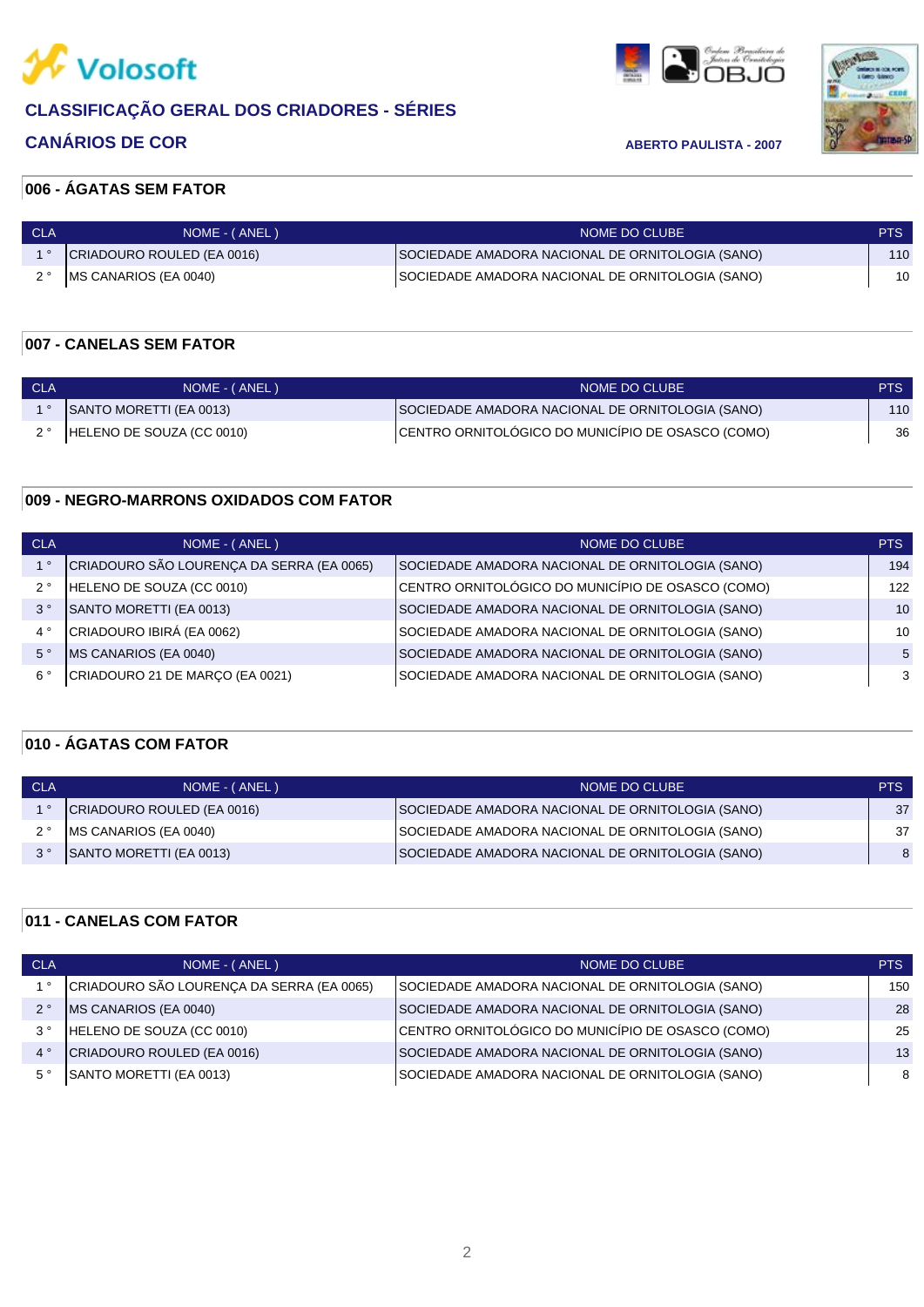# CLASSIFICAÇÃO GERAL DOS CRIADORES - SÉRIES

## CANÁRIOS DE COR

**ABERTO PAULISTA - 2007**

### 006 - ÁGATAS SEM FATOR

| CLA | NOME - ( ANEL ) | NOME DO CLUBE | PTS |
|---|---|---|---|
| 1 ° | CRIADOURO ROULED (EA 0016) | SOCIEDADE AMADORA NACIONAL DE ORNITOLOGIA (SANO) | 110 |
| 2 ° | MS CANARIOS (EA 0040) | SOCIEDADE AMADORA NACIONAL DE ORNITOLOGIA (SANO) | 10 |

### 007 - CANELAS SEM FATOR

| CLA | NOME - ( ANEL ) | NOME DO CLUBE | PTS |
|---|---|---|---|
| 1 ° | SANTO MORETTI (EA 0013) | SOCIEDADE AMADORA NACIONAL DE ORNITOLOGIA (SANO) | 110 |
| 2 ° | HELENO DE SOUZA (CC 0010) | CENTRO ORNITOLÓGICO DO MUNICÍPIO DE OSASCO (COMO) | 36 |

### 009 - NEGRO-MARRONS OXIDADOS COM FATOR

| CLA | NOME - ( ANEL ) | NOME DO CLUBE | PTS |
|---|---|---|---|
| 1 ° | CRIADOURO SÃO LOURENÇA DA SERRA (EA 0065) | SOCIEDADE AMADORA NACIONAL DE ORNITOLOGIA (SANO) | 194 |
| 2 ° | HELENO DE SOUZA (CC 0010) | CENTRO ORNITOLÓGICO DO MUNICÍPIO DE OSASCO (COMO) | 122 |
| 3 ° | SANTO MORETTI (EA 0013) | SOCIEDADE AMADORA NACIONAL DE ORNITOLOGIA (SANO) | 10 |
| 4 ° | CRIADOURO IBIRÁ (EA 0062) | SOCIEDADE AMADORA NACIONAL DE ORNITOLOGIA (SANO) | 10 |
| 5 ° | MS CANARIOS (EA 0040) | SOCIEDADE AMADORA NACIONAL DE ORNITOLOGIA (SANO) | 5 |
| 6 ° | CRIADOURO 21 DE MARÇO (EA 0021) | SOCIEDADE AMADORA NACIONAL DE ORNITOLOGIA (SANO) | 3 |

### 010 - ÁGATAS COM FATOR

| CLA | NOME - ( ANEL ) | NOME DO CLUBE | PTS |
|---|---|---|---|
| 1 ° | CRIADOURO ROULED (EA 0016) | SOCIEDADE AMADORA NACIONAL DE ORNITOLOGIA (SANO) | 37 |
| 2 ° | MS CANARIOS (EA 0040) | SOCIEDADE AMADORA NACIONAL DE ORNITOLOGIA (SANO) | 37 |
| 3 ° | SANTO MORETTI (EA 0013) | SOCIEDADE AMADORA NACIONAL DE ORNITOLOGIA (SANO) | 8 |

### 011 - CANELAS COM FATOR

| CLA | NOME - ( ANEL ) | NOME DO CLUBE | PTS |
|---|---|---|---|
| 1 ° | CRIADOURO SÃO LOURENÇA DA SERRA (EA 0065) | SOCIEDADE AMADORA NACIONAL DE ORNITOLOGIA (SANO) | 150 |
| 2 ° | MS CANARIOS (EA 0040) | SOCIEDADE AMADORA NACIONAL DE ORNITOLOGIA (SANO) | 28 |
| 3 ° | HELENO DE SOUZA (CC 0010) | CENTRO ORNITOLÓGICO DO MUNICÍPIO DE OSASCO (COMO) | 25 |
| 4 ° | CRIADOURO ROULED (EA 0016) | SOCIEDADE AMADORA NACIONAL DE ORNITOLOGIA (SANO) | 13 |
| 5 ° | SANTO MORETTI (EA 0013) | SOCIEDADE AMADORA NACIONAL DE ORNITOLOGIA (SANO) | 8 |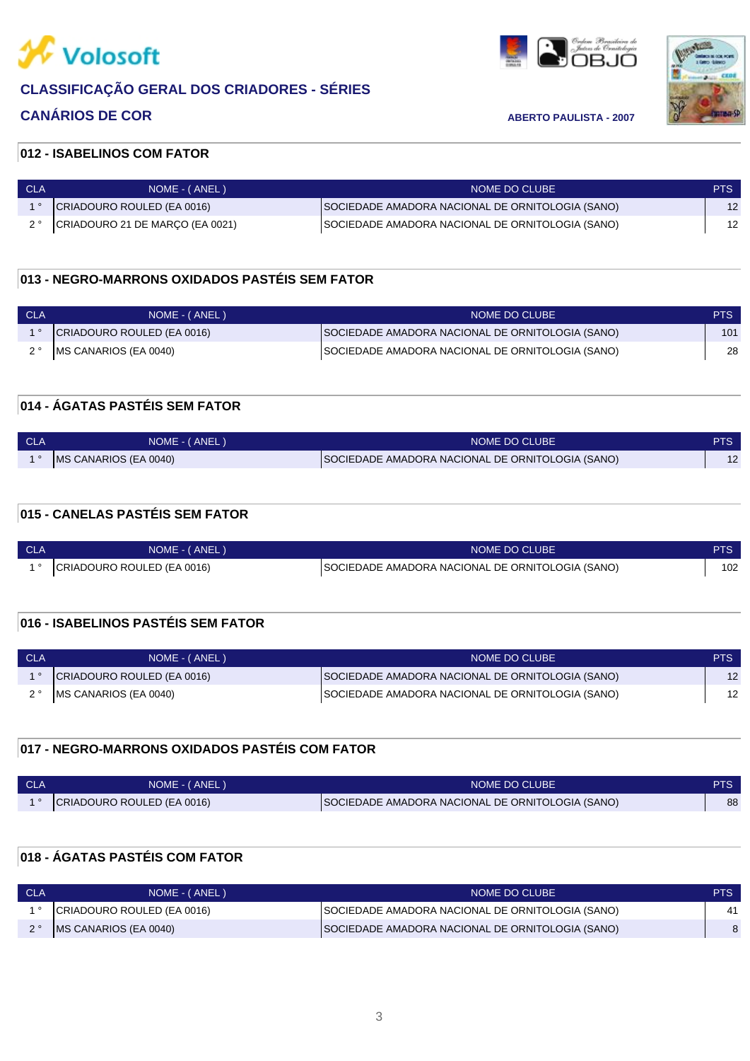# CLASSIFICAÇÃO GERAL DOS CRIADORES - SÉRIES

## CANÁRIOS DE COR

ABERTO PAULISTA - 2007

### 012 - ISABELINOS COM FATOR

| CLA | NOME - ( ANEL ) | NOME DO CLUBE | PTS |
|---|---|---|---|
| 1 ° | CRIADOURO ROULED (EA 0016) | SOCIEDADE AMADORA NACIONAL DE ORNITOLOGIA (SANO) | 12 |
| 2 ° | CRIADOURO 21 DE MARÇO (EA 0021) | SOCIEDADE AMADORA NACIONAL DE ORNITOLOGIA (SANO) | 12 |

### 013 - NEGRO-MARRONS OXIDADOS PASTÉIS SEM FATOR

| CLA | NOME - ( ANEL ) | NOME DO CLUBE | PTS |
|---|---|---|---|
| 1 ° | CRIADOURO ROULED (EA 0016) | SOCIEDADE AMADORA NACIONAL DE ORNITOLOGIA (SANO) | 101 |
| 2 ° | MS CANARIOS (EA 0040) | SOCIEDADE AMADORA NACIONAL DE ORNITOLOGIA (SANO) | 28 |

### 014 - ÁGATAS PASTÉIS SEM FATOR

| CLA | NOME - ( ANEL ) | NOME DO CLUBE | PTS |
|---|---|---|---|
| 1 ° | MS CANARIOS (EA 0040) | SOCIEDADE AMADORA NACIONAL DE ORNITOLOGIA (SANO) | 12 |

### 015 - CANELAS PASTÉIS SEM FATOR

| CLA | NOME - ( ANEL ) | NOME DO CLUBE | PTS |
|---|---|---|---|
| 1 ° | CRIADOURO ROULED (EA 0016) | SOCIEDADE AMADORA NACIONAL DE ORNITOLOGIA (SANO) | 102 |

### 016 - ISABELINOS PASTÉIS SEM FATOR

| CLA | NOME - ( ANEL ) | NOME DO CLUBE | PTS |
|---|---|---|---|
| 1 ° | CRIADOURO ROULED (EA 0016) | SOCIEDADE AMADORA NACIONAL DE ORNITOLOGIA (SANO) | 12 |
| 2 ° | MS CANARIOS (EA 0040) | SOCIEDADE AMADORA NACIONAL DE ORNITOLOGIA (SANO) | 12 |

### 017 - NEGRO-MARRONS OXIDADOS PASTÉIS COM FATOR

| CLA | NOME - ( ANEL ) | NOME DO CLUBE | PTS |
|---|---|---|---|
| 1 ° | CRIADOURO ROULED (EA 0016) | SOCIEDADE AMADORA NACIONAL DE ORNITOLOGIA (SANO) | 88 |

### 018 - ÁGATAS PASTÉIS COM FATOR

| CLA | NOME - ( ANEL ) | NOME DO CLUBE | PTS |
|---|---|---|---|
| 1 ° | CRIADOURO ROULED (EA 0016) | SOCIEDADE AMADORA NACIONAL DE ORNITOLOGIA (SANO) | 41 |
| 2 ° | MS CANARIOS (EA 0040) | SOCIEDADE AMADORA NACIONAL DE ORNITOLOGIA (SANO) | 8 |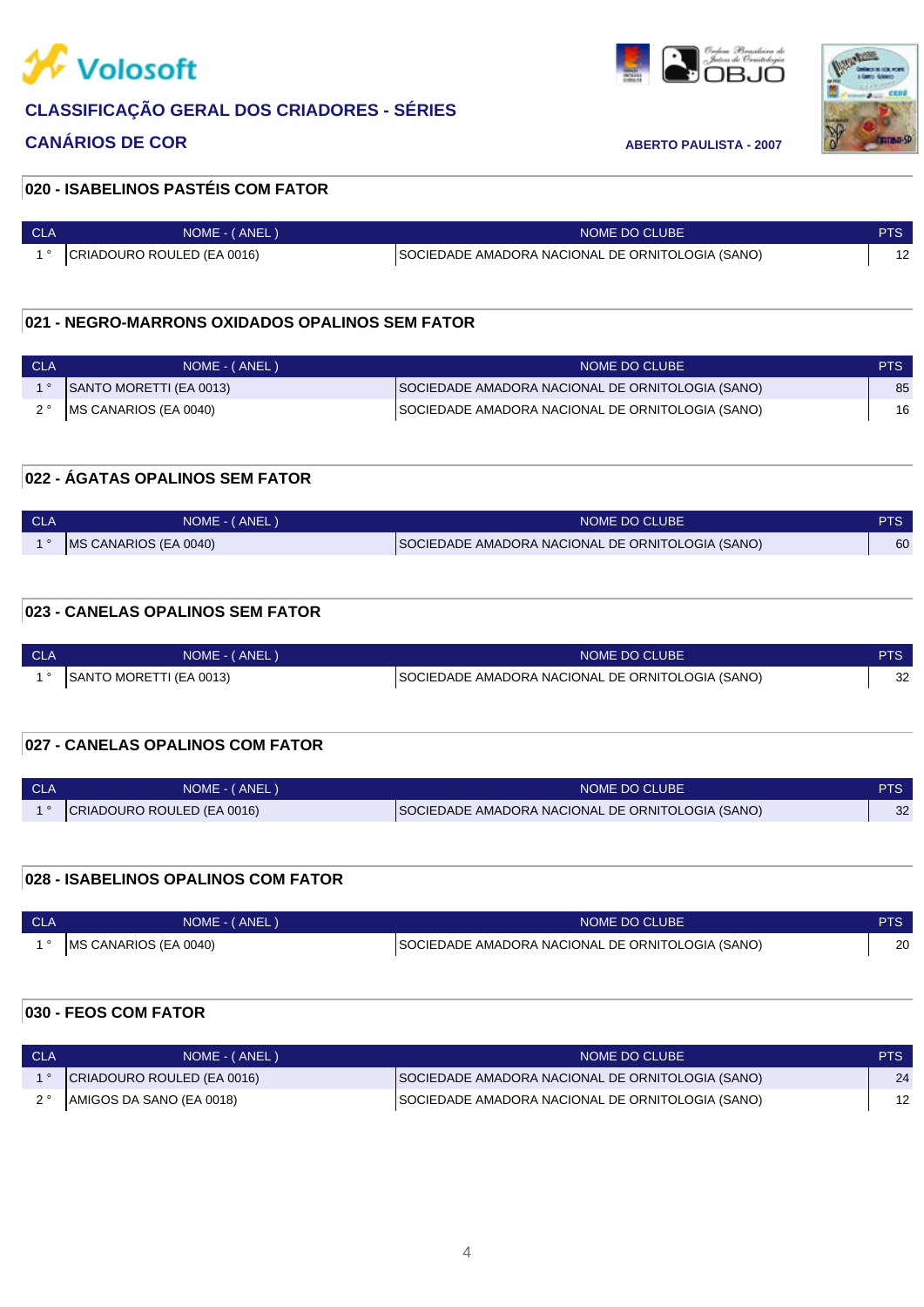# CLASSIFICAÇÃO GERAL DOS CRIADORES - SÉRIES

## CANÁRIOS DE COR

ABERTO PAULISTA - 2007

### 020 - ISABELINOS PASTÉIS COM FATOR

| CLA | NOME - ( ANEL ) | NOME DO CLUBE | PTS |
|---|---|---|---|
| 1 ° | CRIADOURO ROULED (EA 0016) | SOCIEDADE AMADORA NACIONAL DE ORNITOLOGIA (SANO) | 12 |

### 021 - NEGRO-MARRONS OXIDADOS OPALINOS SEM FATOR

| CLA | NOME - ( ANEL ) | NOME DO CLUBE | PTS |
|---|---|---|---|
| 1 ° | SANTO MORETTI (EA 0013) | SOCIEDADE AMADORA NACIONAL DE ORNITOLOGIA (SANO) | 85 |
| 2 ° | MS CANARIOS (EA 0040) | SOCIEDADE AMADORA NACIONAL DE ORNITOLOGIA (SANO) | 16 |

### 022 - ÁGATAS OPALINOS SEM FATOR

| CLA | NOME - ( ANEL ) | NOME DO CLUBE | PTS |
|---|---|---|---|
| 1 ° | MS CANARIOS (EA 0040) | SOCIEDADE AMADORA NACIONAL DE ORNITOLOGIA (SANO) | 60 |

### 023 - CANELAS OPALINOS SEM FATOR

| CLA | NOME - ( ANEL ) | NOME DO CLUBE | PTS |
|---|---|---|---|
| 1 ° | SANTO MORETTI (EA 0013) | SOCIEDADE AMADORA NACIONAL DE ORNITOLOGIA (SANO) | 32 |

### 027 - CANELAS OPALINOS COM FATOR

| CLA | NOME - ( ANEL ) | NOME DO CLUBE | PTS |
|---|---|---|---|
| 1 ° | CRIADOURO ROULED (EA 0016) | SOCIEDADE AMADORA NACIONAL DE ORNITOLOGIA (SANO) | 32 |

### 028 - ISABELINOS OPALINOS COM FATOR

| CLA | NOME - ( ANEL ) | NOME DO CLUBE | PTS |
|---|---|---|---|
| 1 ° | MS CANARIOS (EA 0040) | SOCIEDADE AMADORA NACIONAL DE ORNITOLOGIA (SANO) | 20 |

### 030 - FEOS COM FATOR

| CLA | NOME - ( ANEL ) | NOME DO CLUBE | PTS |
|---|---|---|---|
| 1 ° | CRIADOURO ROULED (EA 0016) | SOCIEDADE AMADORA NACIONAL DE ORNITOLOGIA (SANO) | 24 |
| 2 ° | AMIGOS DA SANO (EA 0018) | SOCIEDADE AMADORA NACIONAL DE ORNITOLOGIA (SANO) | 12 |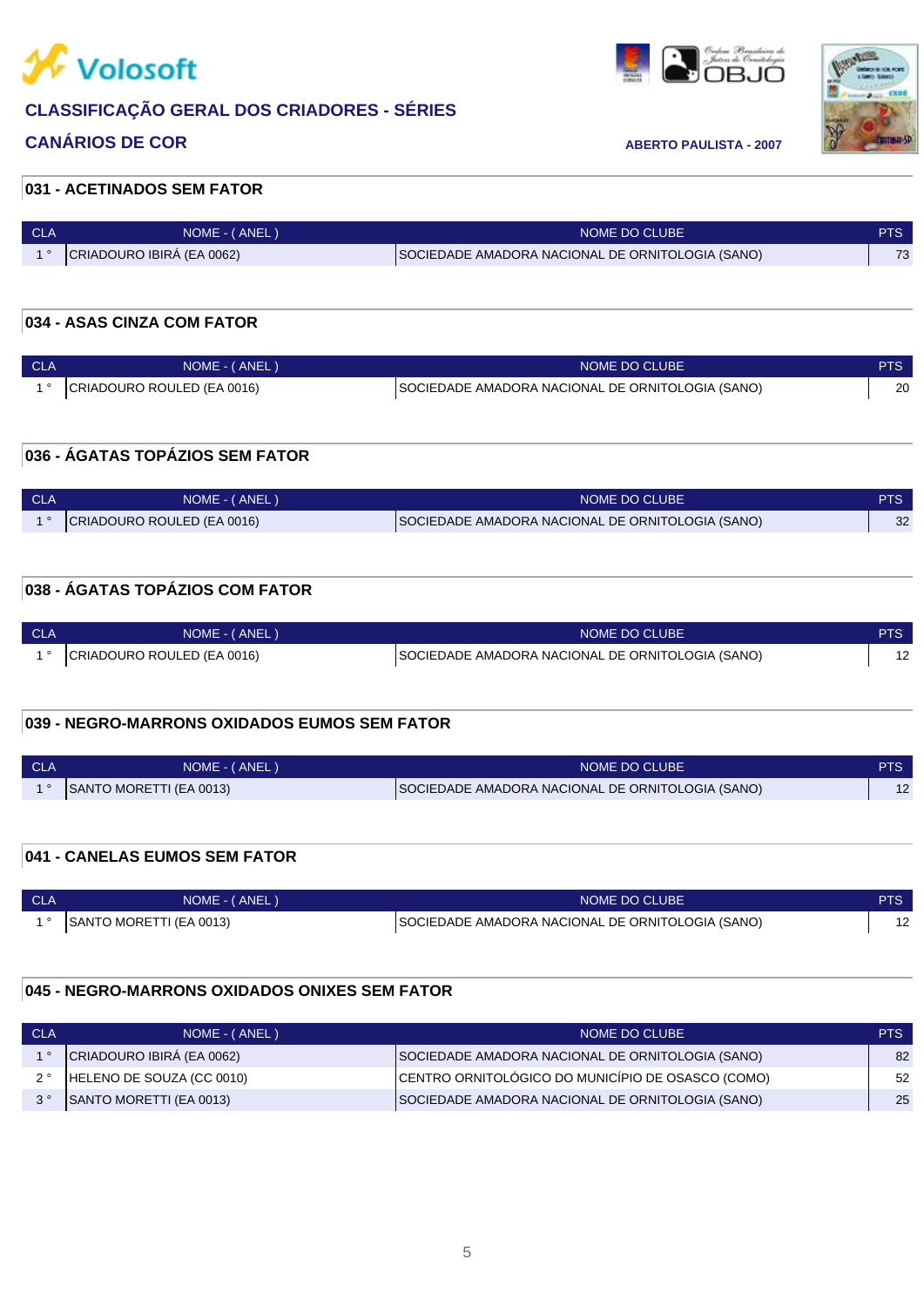Volosoft

## CLASSIFICAÇÃO GERAL DOS CRIADORES - SÉRIES

## CANÁRIOS DE COR

ABERTO PAULISTA - 2007

### 031 - ACETINADOS SEM FATOR

| CLA | NOME - ( ANEL ) | NOME DO CLUBE | PTS |
|---|---|---|---|
| 1 ° | CRIADOURO IBIRÁ (EA 0062) | SOCIEDADE AMADORA NACIONAL DE ORNITOLOGIA (SANO) | 73 |

### 034 - ASAS CINZA COM FATOR

| CLA | NOME - ( ANEL ) | NOME DO CLUBE | PTS |
|---|---|---|---|
| 1 ° | CRIADOURO ROULED (EA 0016) | SOCIEDADE AMADORA NACIONAL DE ORNITOLOGIA (SANO) | 20 |

### 036 - ÁGATAS TOPÁZIOS SEM FATOR

| CLA | NOME - ( ANEL ) | NOME DO CLUBE | PTS |
|---|---|---|---|
| 1 ° | CRIADOURO ROULED (EA 0016) | SOCIEDADE AMADORA NACIONAL DE ORNITOLOGIA (SANO) | 32 |

### 038 - ÁGATAS TOPÁZIOS COM FATOR

| CLA | NOME - ( ANEL ) | NOME DO CLUBE | PTS |
|---|---|---|---|
| 1 ° | CRIADOURO ROULED (EA 0016) | SOCIEDADE AMADORA NACIONAL DE ORNITOLOGIA (SANO) | 12 |

### 039 - NEGRO-MARRONS OXIDADOS EUMOS SEM FATOR

| CLA | NOME - ( ANEL ) | NOME DO CLUBE | PTS |
|---|---|---|---|
| 1 ° | SANTO MORETTI (EA 0013) | SOCIEDADE AMADORA NACIONAL DE ORNITOLOGIA (SANO) | 12 |

### 041 - CANELAS EUMOS SEM FATOR

| CLA | NOME - ( ANEL ) | NOME DO CLUBE | PTS |
|---|---|---|---|
| 1 ° | SANTO MORETTI (EA 0013) | SOCIEDADE AMADORA NACIONAL DE ORNITOLOGIA (SANO) | 12 |

### 045 - NEGRO-MARRONS OXIDADOS ONIXES SEM FATOR

| CLA | NOME - ( ANEL ) | NOME DO CLUBE | PTS |
|---|---|---|---|
| 1 ° | CRIADOURO IBIRÁ (EA 0062) | SOCIEDADE AMADORA NACIONAL DE ORNITOLOGIA (SANO) | 82 |
| 2 ° | HELENO DE SOUZA (CC 0010) | CENTRO ORNITOLÓGICO DO MUNICÍPIO DE OSASCO (COMO) | 52 |
| 3 ° | SANTO MORETTI (EA 0013) | SOCIEDADE AMADORA NACIONAL DE ORNITOLOGIA (SANO) | 25 |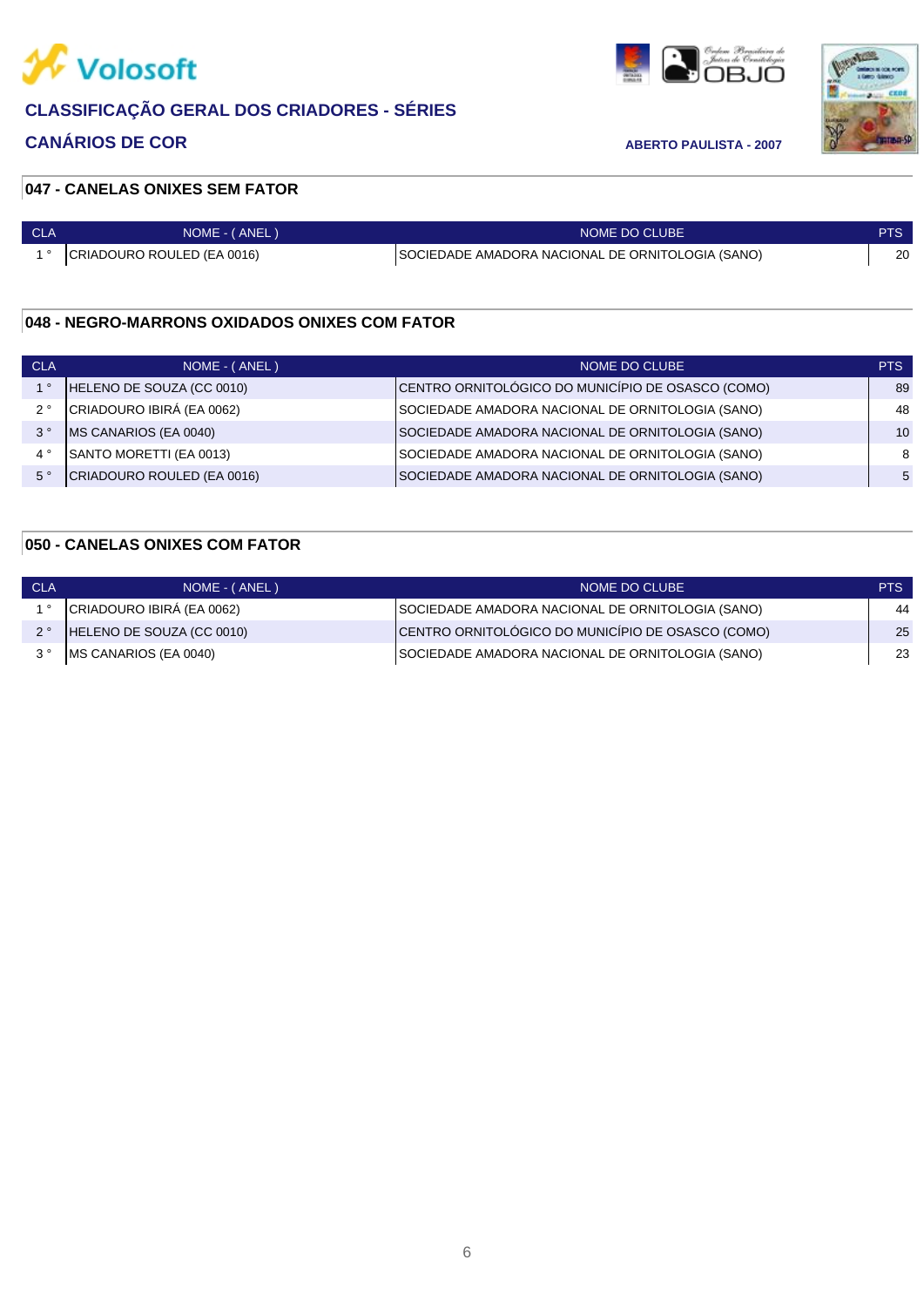# CLASSIFICAÇÃO GERAL DOS CRIADORES - SÉRIES

## CANÁRIOS DE COR

**ABERTO PAULISTA - 2007**

### 047 - CANELAS ONIXES SEM FATOR

| CLA | NOME - ( ANEL ) | NOME DO CLUBE | PTS |
|---|---|---|---|
| 1 ° | CRIADOURO ROULED (EA 0016) | SOCIEDADE AMADORA NACIONAL DE ORNITOLOGIA (SANO) | 20 |

### 048 - NEGRO-MARRONS OXIDADOS ONIXES COM FATOR

| CLA | NOME - ( ANEL ) | NOME DO CLUBE | PTS |
|---|---|---|---|
| 1 ° | HELENO DE SOUZA (CC 0010) | CENTRO ORNITOLÓGICO DO MUNICÍPIO DE OSASCO (COMO) | 89 |
| 2 ° | CRIADOURO IBIRÁ (EA 0062) | SOCIEDADE AMADORA NACIONAL DE ORNITOLOGIA (SANO) | 48 |
| 3 ° | MS CANARIOS (EA 0040) | SOCIEDADE AMADORA NACIONAL DE ORNITOLOGIA (SANO) | 10 |
| 4 ° | SANTO MORETTI (EA 0013) | SOCIEDADE AMADORA NACIONAL DE ORNITOLOGIA (SANO) | 8 |
| 5 ° | CRIADOURO ROULED (EA 0016) | SOCIEDADE AMADORA NACIONAL DE ORNITOLOGIA (SANO) | 5 |

### 050 - CANELAS ONIXES COM FATOR

| CLA | NOME - ( ANEL ) | NOME DO CLUBE | PTS |
|---|---|---|---|
| 1 ° | CRIADOURO IBIRÁ (EA 0062) | SOCIEDADE AMADORA NACIONAL DE ORNITOLOGIA (SANO) | 44 |
| 2 ° | HELENO DE SOUZA (CC 0010) | CENTRO ORNITOLÓGICO DO MUNICÍPIO DE OSASCO (COMO) | 25 |
| 3 ° | MS CANARIOS (EA 0040) | SOCIEDADE AMADORA NACIONAL DE ORNITOLOGIA (SANO) | 23 |